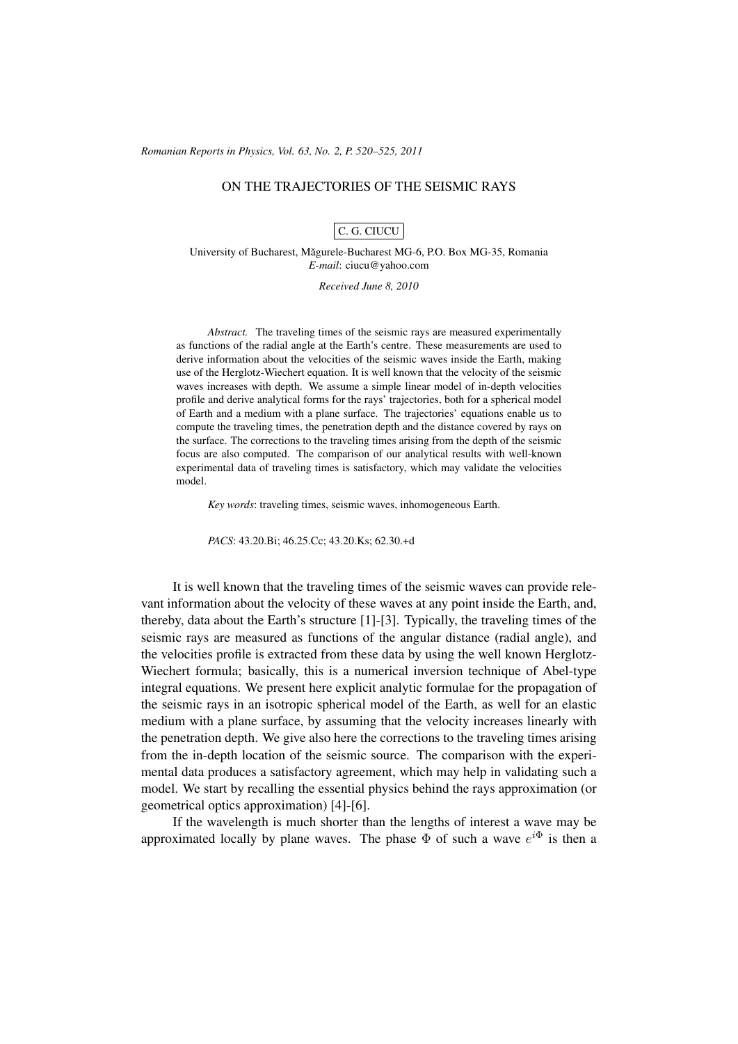# ON THE TRAJECTORIES OF THE SEISMIC RAYS

C. G. CIUCU

University of Bucharest, Măgurele-Bucharest MG-6, P.O. Box MG-35, Romania
*E-mail*: ciucu@yahoo.com

*Received June 8, 2010*

*Abstract.* The traveling times of the seismic rays are measured experimentally as functions of the radial angle at the Earth's centre. These measurements are used to derive information about the velocities of the seismic waves inside the Earth, making use of the Herglotz-Wiechert equation. It is well known that the velocity of the seismic waves increases with depth. We assume a simple linear model of in-depth velocities profile and derive analytical forms for the rays' trajectories, both for a spherical model of Earth and a medium with a plane surface. The trajectories' equations enable us to compute the traveling times, the penetration depth and the distance covered by rays on the surface. The corrections to the traveling times arising from the depth of the seismic focus are also computed. The comparison of our analytical results with well-known experimental data of traveling times is satisfactory, which may validate the velocities model.

*Key words*: traveling times, seismic waves, inhomogeneous Earth.

*PACS*: 43.20.Bi; 46.25.Cc; 43.20.Ks; 62.30.+d

It is well known that the traveling times of the seismic waves can provide relevant information about the velocity of these waves at any point inside the Earth, and, thereby, data about the Earth's structure [1]-[3]. Typically, the traveling times of the seismic rays are measured as functions of the angular distance (radial angle), and the velocities profile is extracted from these data by using the well known Herglotz-Wiechert formula; basically, this is a numerical inversion technique of Abel-type integral equations. We present here explicit analytic formulae for the propagation of the seismic rays in an isotropic spherical model of the Earth, as well for an elastic medium with a plane surface, by assuming that the velocity increases linearly with the penetration depth. We give also here the corrections to the traveling times arising from the in-depth location of the seismic source. The comparison with the experimental data produces a satisfactory agreement, which may help in validating such a model. We start by recalling the essential physics behind the rays approximation (or geometrical optics approximation) [4]-[6].

If the wavelength is much shorter than the lengths of interest a wave may be approximated locally by plane waves. The phase $\Phi$ of such a wave $e^{i\Phi}$ is then a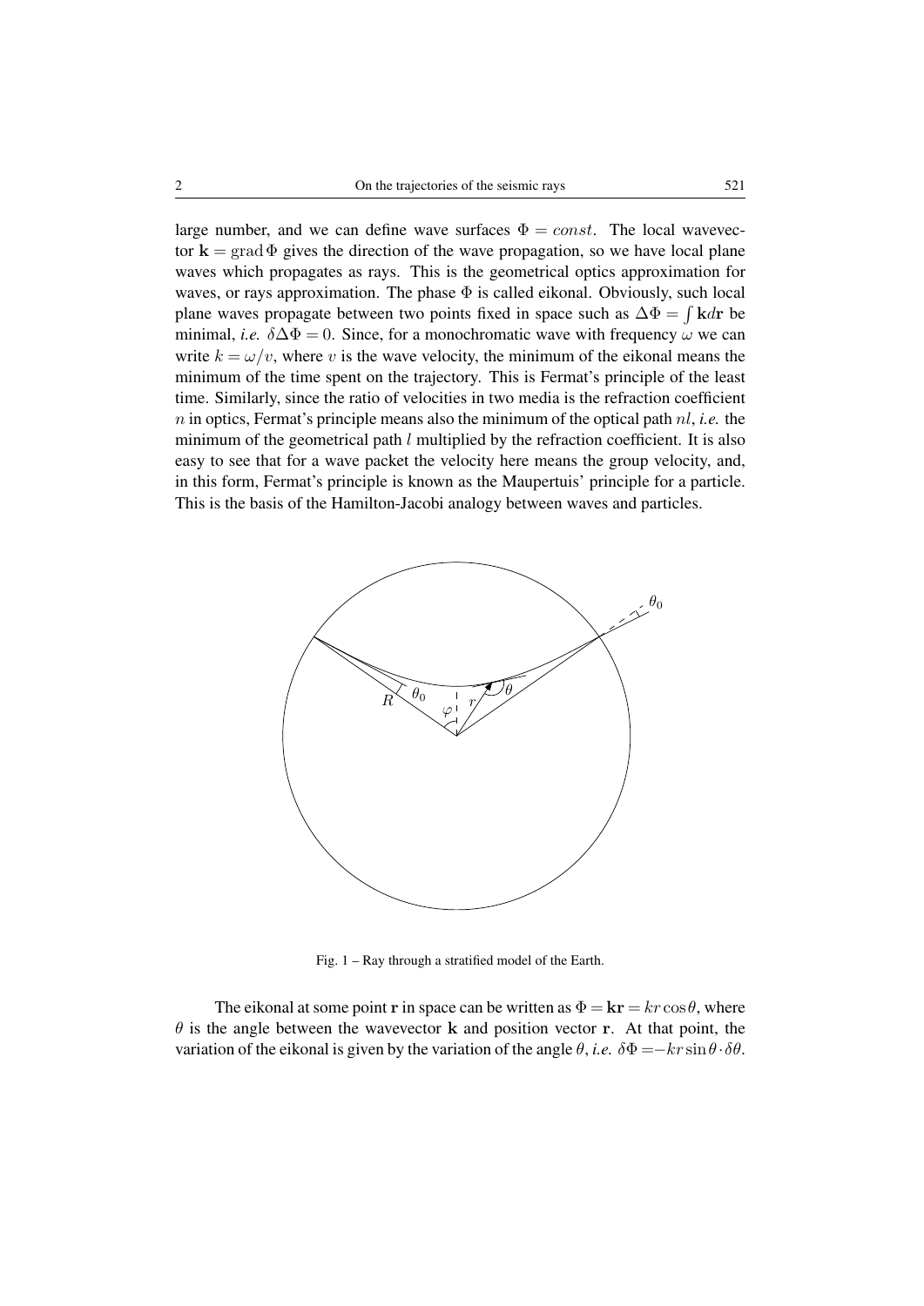large number, and we can define wave surfaces $\Phi = const$. The local wavevector $\mathbf{k} = \mathrm{grad}\,\Phi$ gives the direction of the wave propagation, so we have local plane waves which propagates as rays. This is the geometrical optics approximation for waves, or rays approximation. The phase $\Phi$ is called eikonal. Obviously, such local plane waves propagate between two points fixed in space such as $\Delta\Phi = \int \mathbf{k}d\mathbf{r}$ be minimal, *i.e.* $\delta\Delta\Phi = 0$. Since, for a monochromatic wave with frequency $\omega$ we can write $k = \omega/v$, where $v$ is the wave velocity, the minimum of the eikonal means the minimum of the time spent on the trajectory. This is Fermat's principle of the least time. Similarly, since the ratio of velocities in two media is the refraction coefficient $n$ in optics, Fermat's principle means also the minimum of the optical path $nl$, *i.e.* the minimum of the geometrical path $l$ multiplied by the refraction coefficient. It is also easy to see that for a wave packet the velocity here means the group velocity, and, in this form, Fermat's principle is known as the Maupertuis' principle for a particle. This is the basis of the Hamilton-Jacobi analogy between waves and particles.

Fig. 1 – Ray through a stratified model of the Earth.

The eikonal at some point $\mathbf{r}$ in space can be written as $\Phi = \mathbf{kr} = kr\cos\theta$, where $\theta$ is the angle between the wavevector $\mathbf{k}$ and position vector $\mathbf{r}$. At that point, the variation of the eikonal is given by the variation of the angle $\theta$, *i.e.* $\delta\Phi = -kr\sin\theta\cdot\delta\theta$.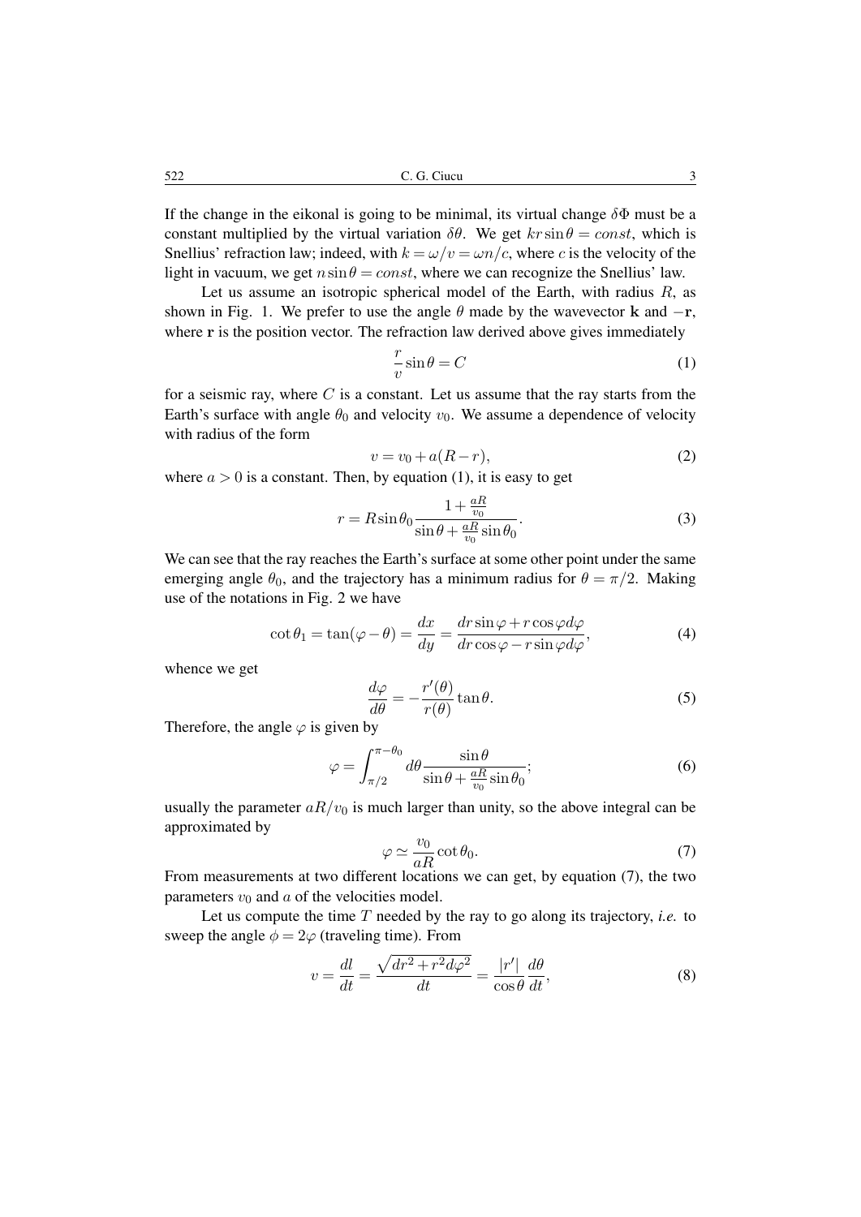If the change in the eikonal is going to be minimal, its virtual change $\delta\Phi$ must be a constant multiplied by the virtual variation $\delta\theta$. We get $kr\sin\theta = const$, which is Snellius' refraction law; indeed, with $k = \omega/v = \omega n/c$, where $c$ is the velocity of the light in vacuum, we get $n\sin\theta = const$, where we can recognize the Snellius' law.

Let us assume an isotropic spherical model of the Earth, with radius $R$, as shown in Fig. 1. We prefer to use the angle $\theta$ made by the wavevector $\mathbf{k}$ and $-\mathbf{r}$, where $\mathbf{r}$ is the position vector. The refraction law derived above gives immediately

$$\frac{r}{v}\sin\theta = C \tag{1}$$

for a seismic ray, where $C$ is a constant. Let us assume that the ray starts from the Earth's surface with angle $\theta_0$ and velocity $v_0$. We assume a dependence of velocity with radius of the form

$$v = v_0 + a(R - r), \tag{2}$$

where $a > 0$ is a constant. Then, by equation (1), it is easy to get

$$r = R\sin\theta_0 \frac{1 + \frac{aR}{v_0}}{\sin\theta + \frac{aR}{v_0}\sin\theta_0}. \tag{3}$$

We can see that the ray reaches the Earth's surface at some other point under the same emerging angle $\theta_0$, and the trajectory has a minimum radius for $\theta = \pi/2$. Making use of the notations in Fig. 2 we have

$$\cot\theta_1 = \tan(\varphi - \theta) = \frac{dx}{dy} = \frac{dr\sin\varphi + r\cos\varphi d\varphi}{dr\cos\varphi - r\sin\varphi d\varphi}, \tag{4}$$

whence we get

$$\frac{d\varphi}{d\theta} = -\frac{r'(\theta)}{r(\theta)}\tan\theta. \tag{5}$$

Therefore, the angle $\varphi$ is given by

$$\varphi = \int_{\pi/2}^{\pi-\theta_0} d\theta \frac{\sin\theta}{\sin\theta + \frac{aR}{v_0}\sin\theta_0}; \tag{6}$$

usually the parameter $aR/v_0$ is much larger than unity, so the above integral can be approximated by

$$\varphi \simeq \frac{v_0}{aR}\cot\theta_0. \tag{7}$$

From measurements at two different locations we can get, by equation (7), the two parameters $v_0$ and $a$ of the velocities model.

Let us compute the time $T$ needed by the ray to go along its trajectory, *i.e.* to sweep the angle $\phi = 2\varphi$ (traveling time). From

$$v = \frac{dl}{dt} = \frac{\sqrt{dr^2 + r^2 d\varphi^2}}{dt} = \frac{|r'|}{\cos\theta}\frac{d\theta}{dt}, \tag{8}$$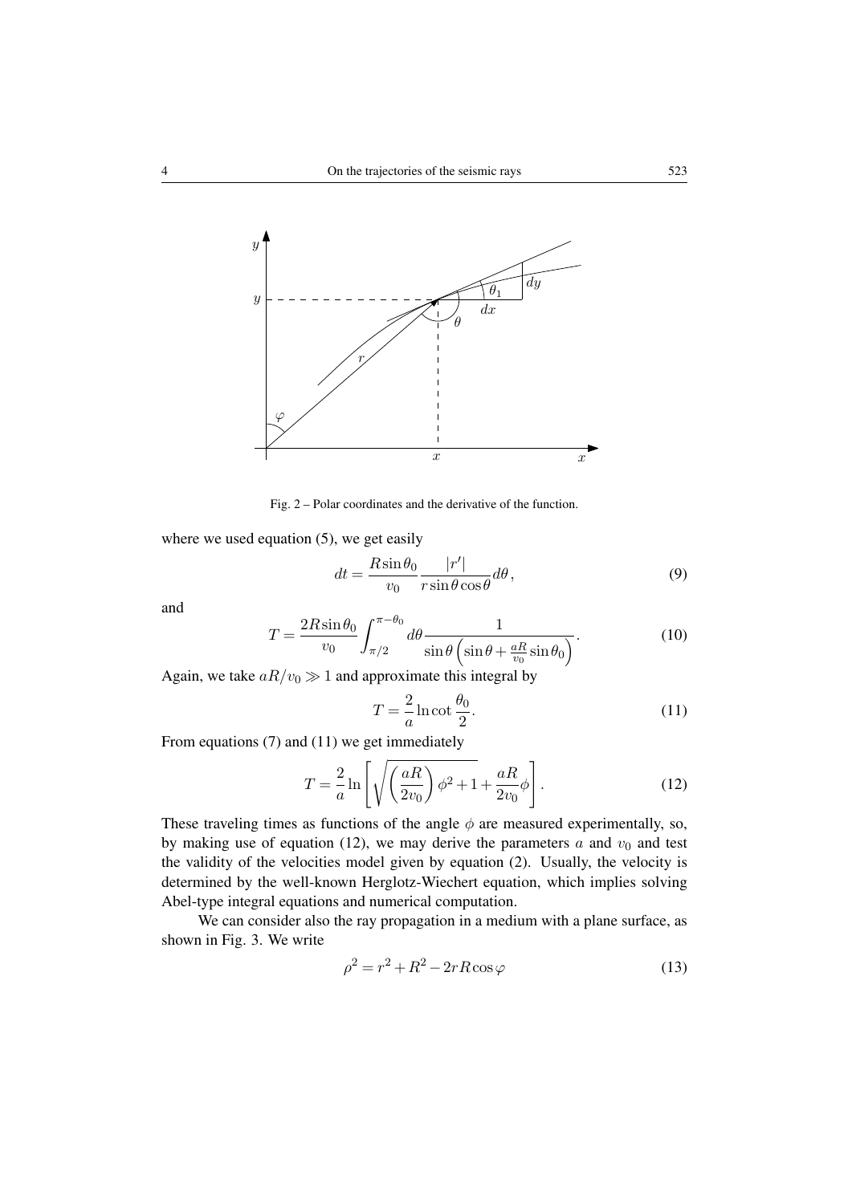Fig. 2 – Polar coordinates and the derivative of the function.

where we used equation (5), we get easily

$$dt = \frac{R\sin\theta_0}{v_0}\frac{|r'|}{r\sin\theta\cos\theta}d\theta\,, \tag{9}$$

and

$$T = \frac{2R\sin\theta_0}{v_0}\int_{\pi/2}^{\pi-\theta_0} d\theta \frac{1}{\sin\theta\left(\sin\theta + \frac{aR}{v_0}\sin\theta_0\right)}. \tag{10}$$

Again, we take $aR/v_0 \gg 1$ and approximate this integral by

$$T = \frac{2}{a}\ln\cot\frac{\theta_0}{2}. \tag{11}$$

From equations (7) and (11) we get immediately

$$T = \frac{2}{a}\ln\left[\sqrt{\left(\frac{aR}{2v_0}\right)\phi^2 + 1} + \frac{aR}{2v_0}\phi\right]. \tag{12}$$

These traveling times as functions of the angle $\phi$ are measured experimentally, so, by making use of equation (12), we may derive the parameters $a$ and $v_0$ and test the validity of the velocities model given by equation (2). Usually, the velocity is determined by the well-known Herglotz-Wiechert equation, which implies solving Abel-type integral equations and numerical computation.

We can consider also the ray propagation in a medium with a plane surface, as shown in Fig. 3. We write

$$\rho^2 = r^2 + R^2 - 2rR\cos\varphi \tag{13}$$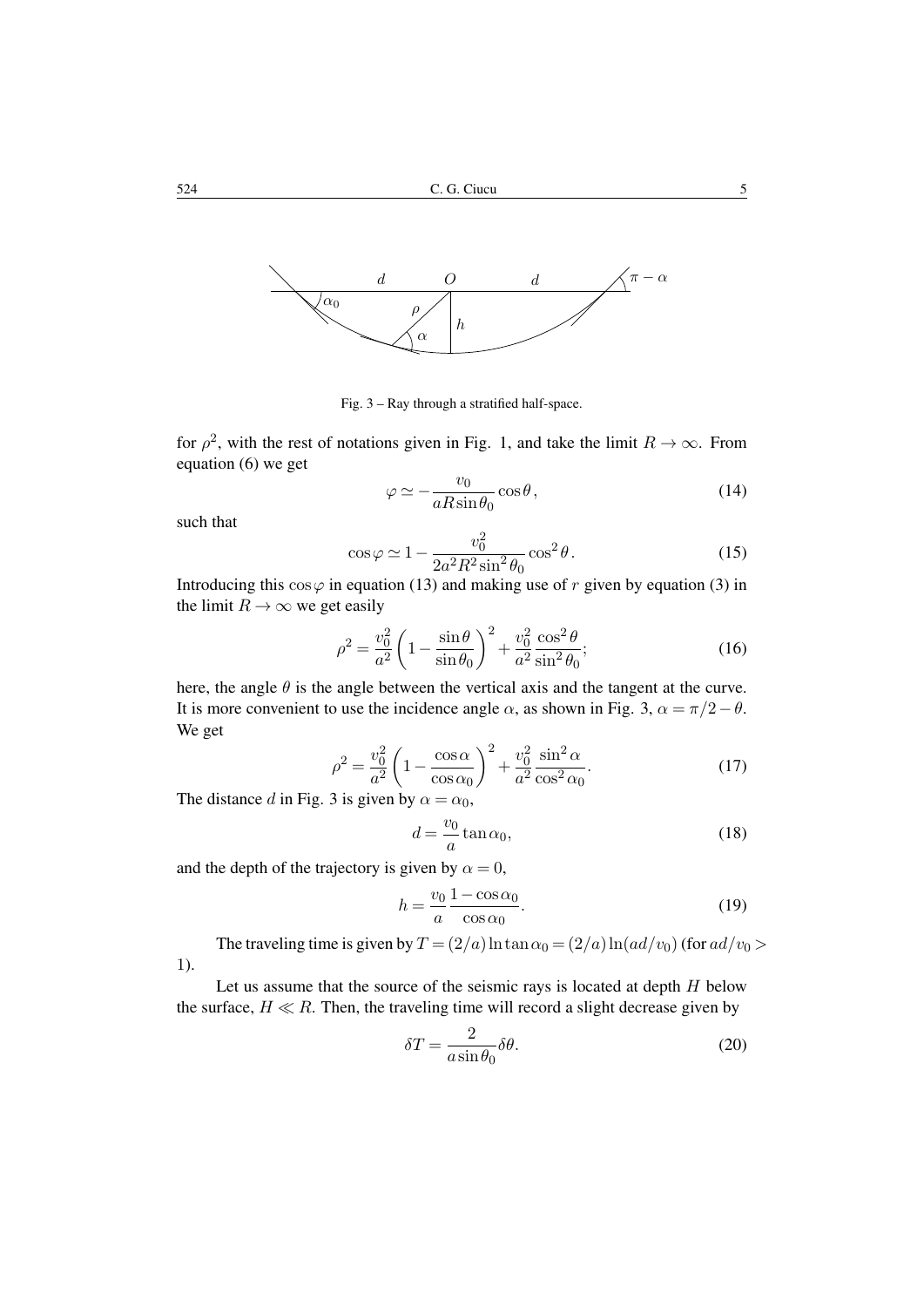Fig. 3 – Ray through a stratified half-space.

for $\rho^2$, with the rest of notations given in Fig. 1, and take the limit $R \to \infty$. From equation (6) we get

$$\varphi \simeq -\frac{v_0}{aR\sin\theta_0}\cos\theta, \tag{14}$$

such that

$$\cos\varphi \simeq 1 - \frac{v_0^2}{2a^2R^2\sin^2\theta_0}\cos^2\theta. \tag{15}$$

Introducing this $\cos\varphi$ in equation (13) and making use of $r$ given by equation (3) in the limit $R \to \infty$ we get easily

$$\rho^2 = \frac{v_0^2}{a^2}\left(1 - \frac{\sin\theta}{\sin\theta_0}\right)^2 + \frac{v_0^2}{a^2}\frac{\cos^2\theta}{\sin^2\theta_0}; \tag{16}$$

here, the angle $\theta$ is the angle between the vertical axis and the tangent at the curve. It is more convenient to use the incidence angle $\alpha$, as shown in Fig. 3, $\alpha = \pi/2 - \theta$. We get

$$\rho^2 = \frac{v_0^2}{a^2}\left(1 - \frac{\cos\alpha}{\cos\alpha_0}\right)^2 + \frac{v_0^2}{a^2}\frac{\sin^2\alpha}{\cos^2\alpha_0}. \tag{17}$$

The distance $d$ in Fig. 3 is given by $\alpha = \alpha_0$,

$$d = \frac{v_0}{a}\tan\alpha_0, \tag{18}$$

and the depth of the trajectory is given by $\alpha = 0$,

$$h = \frac{v_0}{a}\frac{1-\cos\alpha_0}{\cos\alpha_0}. \tag{19}$$

The traveling time is given by $T = (2/a)\ln\tan\alpha_0 = (2/a)\ln(ad/v_0)$ (for $ad/v_0 > 1$).

Let us assume that the source of the seismic rays is located at depth $H$ below the surface, $H \ll R$. Then, the traveling time will record a slight decrease given by

$$\delta T = \frac{2}{a\sin\theta_0}\delta\theta. \tag{20}$$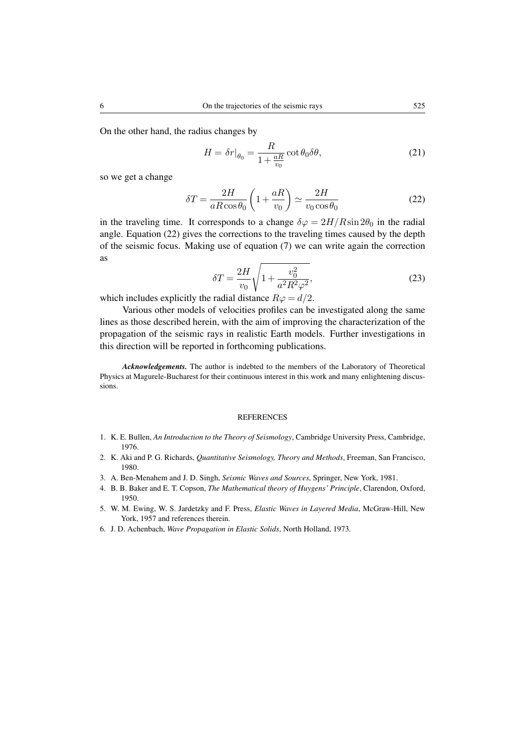On the other hand, the radius changes by

$$H = \delta r|_{\theta_0} = \frac{R}{1+\frac{aR}{v_0}} \cot\theta_0 \delta\theta, \tag{21}$$

so we get a change

$$\delta T = \frac{2H}{aR\cos\theta_0}\left(1+\frac{aR}{v_0}\right) \simeq \frac{2H}{v_0\cos\theta_0} \tag{22}$$

in the traveling time. It corresponds to a change $\delta\varphi = 2H/R\sin 2\theta_0$ in the radial angle. Equation (22) gives the corrections to the traveling times caused by the depth of the seismic focus. Making use of equation (7) we can write again the correction as

$$\delta T = \frac{2H}{v_0}\sqrt{1+\frac{v_0^2}{a^2R^2\varphi^2}}, \tag{23}$$

which includes explicitly the radial distance $R\varphi = d/2$.

Various other models of velocities profiles can be investigated along the same lines as those described herein, with the aim of improving the characterization of the propagation of the seismic rays in realistic Earth models. Further investigations in this direction will be reported in forthcoming publications.

***Acknowledgements.*** The author is indebted to the members of the Laboratory of Theoretical Physics at Magurele-Bucharest for their continuous interest in this work and many enlightening discussions.

## REFERENCES

1. K. E. Bullen, *An Introduction to the Theory of Seismology*, Cambridge University Press, Cambridge, 1976.
2. K. Aki and P. G. Richards, *Quantitative Seismology, Theory and Methods*, Freeman, San Francisco, 1980.
3. A. Ben-Menahem and J. D. Singh, *Seismic Waves and Sources*, Springer, New York, 1981.
4. B. B. Baker and E. T. Copson, *The Mathematical theory of Huygens' Principle*, Clarendon, Oxford, 1950.
5. W. M. Ewing, W. S. Jardetzky and F. Press, *Elastic Waves in Layered Media*, McGraw-Hill, New York, 1957 and references therein.
6. J. D. Achenbach, *Wave Propagation in Elastic Solids*, North Holland, 1973.